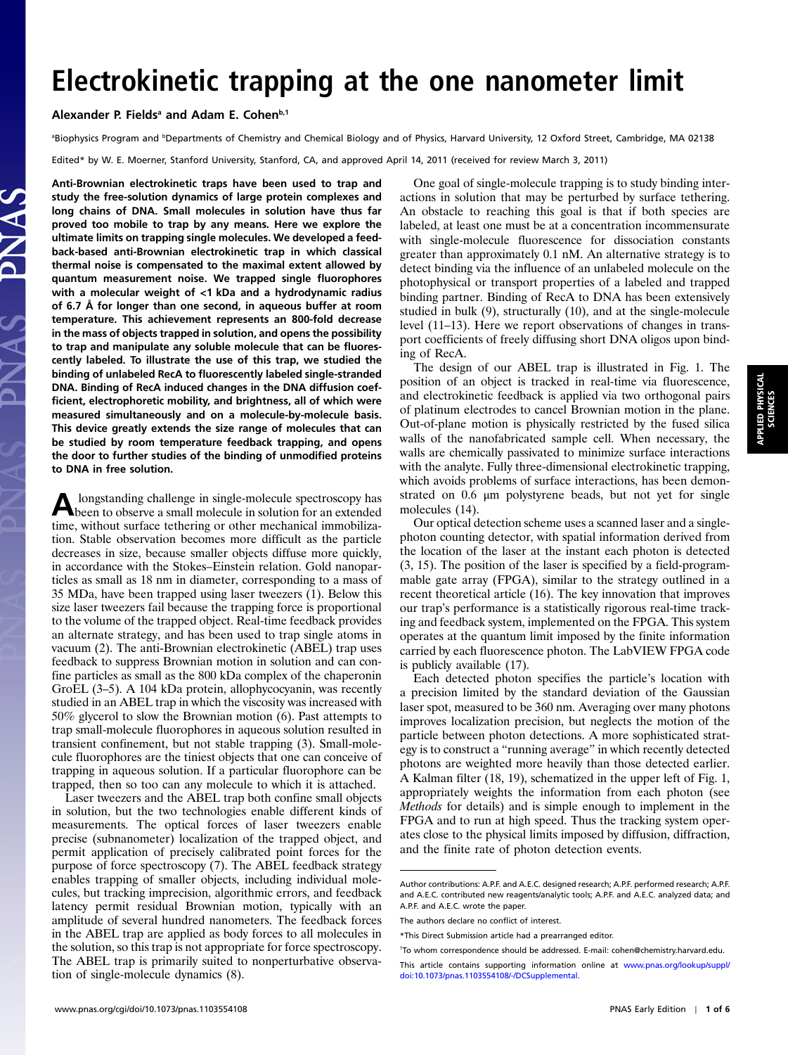# Electrokinetic trapping at the one nanometer limit

**Alexander P. Fields**[a] **and Adam E. Cohen**[b,1]

[a]Biophysics Program and [b]Departments of Chemistry and Chemical Biology and of Physics, Harvard University, 12 Oxford Street, Cambridge, MA 02138

Edited* by W. E. Moerner, Stanford University, Stanford, CA, and approved April 14, 2011 (received for review March 3, 2011)

**Anti-Brownian electrokinetic traps have been used to trap and study the free-solution dynamics of large protein complexes and long chains of DNA. Small molecules in solution have thus far proved too mobile to trap by any means. Here we explore the ultimate limits on trapping single molecules. We developed a feedback-based anti-Brownian electrokinetic trap in which classical thermal noise is compensated to the maximal extent allowed by quantum measurement noise. We trapped single fluorophores with a molecular weight of <1 kDa and a hydrodynamic radius of 6.7 Å for longer than one second, in aqueous buffer at room temperature. This achievement represents an 800-fold decrease in the mass of objects trapped in solution, and opens the possibility to trap and manipulate any soluble molecule that can be fluorescently labeled. To illustrate the use of this trap, we studied the binding of unlabeled RecA to fluorescently labeled single-stranded DNA. Binding of RecA induced changes in the DNA diffusion coefficient, electrophoretic mobility, and brightness, all of which were measured simultaneously and on a molecule-by-molecule basis. This device greatly extends the size range of molecules that can be studied by room temperature feedback trapping, and opens the door to further studies of the binding of unmodified proteins to DNA in free solution.**

A longstanding challenge in single-molecule spectroscopy has been to observe a small molecule in solution for an extended time, without surface tethering or other mechanical immobilization. Stable observation becomes more difficult as the particle decreases in size, because smaller objects diffuse more quickly, in accordance with the Stokes–Einstein relation. Gold nanoparticles as small as 18 nm in diameter, corresponding to a mass of 35 MDa, have been trapped using laser tweezers (1). Below this size laser tweezers fail because the trapping force is proportional to the volume of the trapped object. Real-time feedback provides an alternate strategy, and has been used to trap single atoms in vacuum (2). The anti-Brownian electrokinetic (ABEL) trap uses feedback to suppress Brownian motion in solution and can confine particles as small as the 800 kDa complex of the chaperonin GroEL (3–5). A 104 kDa protein, allophycocyanin, was recently studied in an ABEL trap in which the viscosity was increased with 50% glycerol to slow the Brownian motion (6). Past attempts to trap small-molecule fluorophores in aqueous solution resulted in transient confinement, but not stable trapping (3). Small-molecule fluorophores are the tiniest objects that one can conceive of trapping in aqueous solution. If a particular fluorophore can be trapped, then so too can any molecule to which it is attached.

Laser tweezers and the ABEL trap both confine small objects in solution, but the two technologies enable different kinds of measurements. The optical forces of laser tweezers enable precise (subnanometer) localization of the trapped object, and permit application of precisely calibrated point forces for the purpose of force spectroscopy (7). The ABEL feedback strategy enables trapping of smaller objects, including individual molecules, but tracking imprecision, algorithmic errors, and feedback latency permit residual Brownian motion, typically with an amplitude of several hundred nanometers. The feedback forces in the ABEL trap are applied as body forces to all molecules in the solution, so this trap is not appropriate for force spectroscopy. The ABEL trap is primarily suited to nonperturbative observation of single-molecule dynamics (8).

One goal of single-molecule trapping is to study binding interactions in solution that may be perturbed by surface tethering. An obstacle to reaching this goal is that if both species are labeled, at least one must be at a concentration incommensurate with single-molecule fluorescence for dissociation constants greater than approximately 0.1 nM. An alternative strategy is to detect binding via the influence of an unlabeled molecule on the photophysical or transport properties of a labeled and trapped binding partner. Binding of RecA to DNA has been extensively studied in bulk (9), structurally (10), and at the single-molecule level (11–13). Here we report observations of changes in transport coefficients of freely diffusing short DNA oligos upon binding of RecA.

The design of our ABEL trap is illustrated in Fig. 1. The position of an object is tracked in real-time via fluorescence, and electrokinetic feedback is applied via two orthogonal pairs of platinum electrodes to cancel Brownian motion in the plane. Out-of-plane motion is physically restricted by the fused silica walls of the nanofabricated sample cell. When necessary, the walls are chemically passivated to minimize surface interactions with the analyte. Fully three-dimensional electrokinetic trapping, which avoids problems of surface interactions, has been demonstrated on 0.6 μm polystyrene beads, but not yet for single molecules (14).

Our optical detection scheme uses a scanned laser and a single-photon counting detector, with spatial information derived from the location of the laser at the instant each photon is detected (3, 15). The position of the laser is specified by a field-programmable gate array (FPGA), similar to the strategy outlined in a recent theoretical article (16). The key innovation that improves our trap's performance is a statistically rigorous real-time tracking and feedback system, implemented on the FPGA. This system operates at the quantum limit imposed by the finite information carried by each fluorescence photon. The LabVIEW FPGA code is publicly available (17).

Each detected photon specifies the particle's location with a precision limited by the standard deviation of the Gaussian laser spot, measured to be 360 nm. Averaging over many photons improves localization precision, but neglects the motion of the particle between photon detections. A more sophisticated strategy is to construct a "running average" in which recently detected photons are weighted more heavily than those detected earlier. A Kalman filter (18, 19), schematized in the upper left of Fig. 1, appropriately weights the information from each photon (see *Methods* for details) and is simple enough to implement in the FPGA and to run at high speed. Thus the tracking system operates close to the physical limits imposed by diffusion, diffraction, and the finite rate of photon detection events.

Author contributions: A.P.F. and A.E.C. designed research; A.P.F. performed research; A.P.F. and A.E.C. contributed new reagents/analytic tools; A.P.F. and A.E.C. analyzed data; and A.P.F. and A.E.C. wrote the paper.

The authors declare no conflict of interest.

*This Direct Submission article had a prearranged editor.

[1]To whom correspondence should be addressed. E-mail: cohen@chemistry.harvard.edu.

This article contains supporting information online at www.pnas.org/lookup/suppl/doi:10.1073/pnas.1103554108/-/DCSupplemental.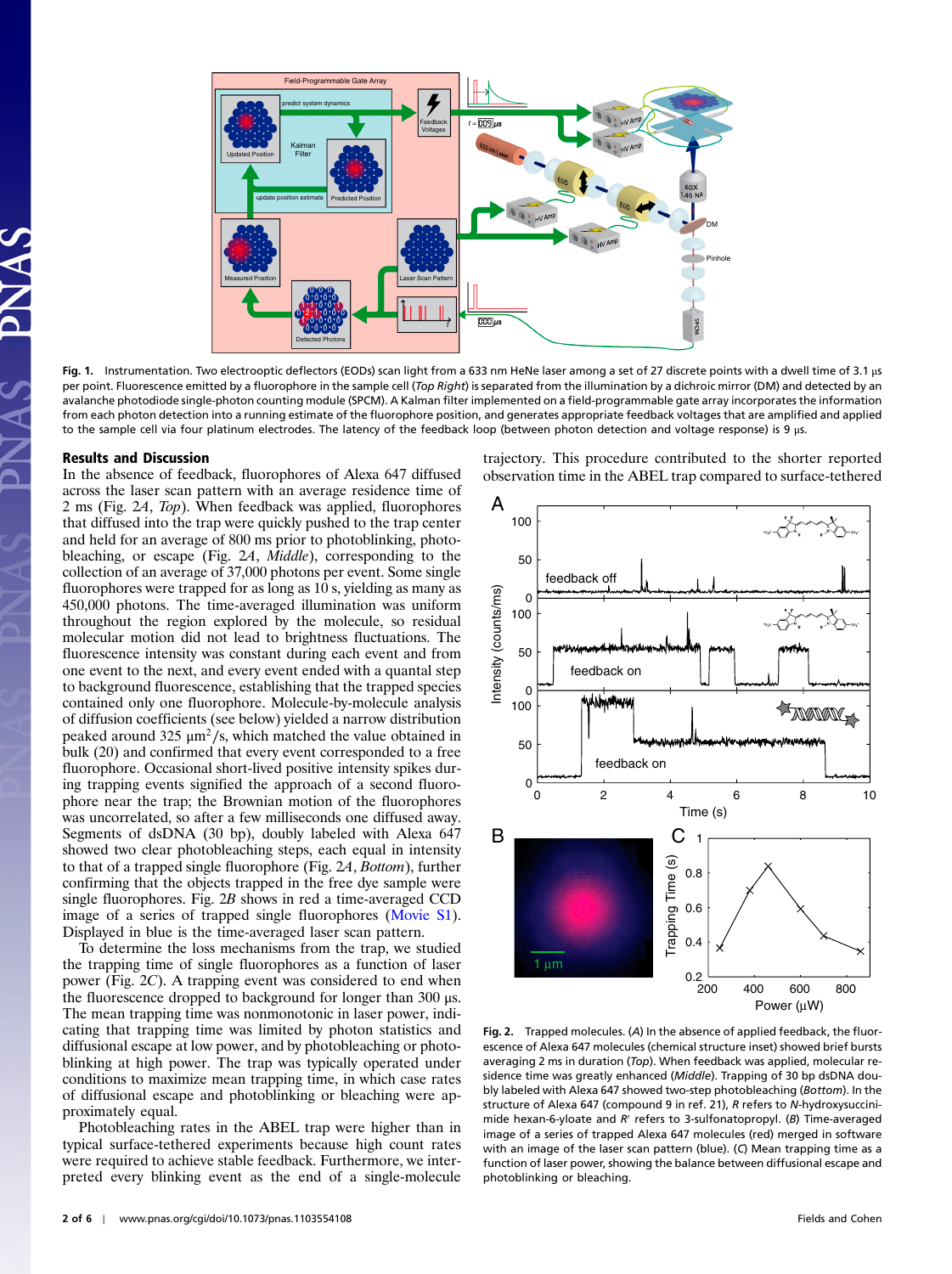**Fig. 1.** Instrumentation. Two electrooptic deflectors (EODs) scan light from a 633 nm HeNe laser among a set of 27 discrete points with a dwell time of 3.1 μs per point. Fluorescence emitted by a fluorophore in the sample cell (*Top Right*) is separated from the illumination by a dichroic mirror (DM) and detected by an avalanche photodiode single-photon counting module (SPCM). A Kalman filter implemented on a field-programmable gate array incorporates the information from each photon detection into a running estimate of the fluorophore position, and generates appropriate feedback voltages that are amplified and applied to the sample cell via four platinum electrodes. The latency of the feedback loop (between photon detection and voltage response) is 9 μs.

## Results and Discussion

In the absence of feedback, fluorophores of Alexa 647 diffused across the laser scan pattern with an average residence time of 2 ms (Fig. 2*A*, *Top*). When feedback was applied, fluorophores that diffused into the trap were quickly pushed to the trap center and held for an average of 800 ms prior to photoblinking, photobleaching, or escape (Fig. 2*A*, *Middle*), corresponding to the collection of an average of 37,000 photons per event. Some single fluorophores were trapped for as long as 10 s, yielding as many as 450,000 photons. The time-averaged illumination was uniform throughout the region explored by the molecule, so residual molecular motion did not lead to brightness fluctuations. The fluorescence intensity was constant during each event and from one event to the next, and every event ended with a quantal step to background fluorescence, establishing that the trapped species contained only one fluorophore. Molecule-by-molecule analysis of diffusion coefficients (see below) yielded a narrow distribution peaked around 325 $\mu m^2/s$, which matched the value obtained in bulk (20) and confirmed that every event corresponded to a free fluorophore. Occasional short-lived positive intensity spikes during trapping events signified the approach of a second fluorophore near the trap; the Brownian motion of the fluorophores was uncorrelated, so after a few milliseconds one diffused away. Segments of dsDNA (30 bp), doubly labeled with Alexa 647 showed two clear photobleaching steps, each equal in intensity to that of a trapped single fluorophore (Fig. 2*A*, *Bottom*), further confirming that the objects trapped in the free dye sample were single fluorophores. Fig. 2*B* shows in red a time-averaged CCD image of a series of trapped single fluorophores (Movie S1). Displayed in blue is the time-averaged laser scan pattern.

To determine the loss mechanisms from the trap, we studied the trapping time of single fluorophores as a function of laser power (Fig. 2*C*). A trapping event was considered to end when the fluorescence dropped to background for longer than 300 μs. The mean trapping time was nonmonotonic in laser power, indicating that trapping time was limited by photon statistics and diffusional escape at low power, and by photobleaching or photoblinking at high power. The trap was typically operated under conditions to maximize mean trapping time, in which case rates of diffusional escape and photoblinking or bleaching were approximately equal.

Photobleaching rates in the ABEL trap were higher than in typical surface-tethered experiments because high count rates were required to achieve stable feedback. Furthermore, we interpreted every blinking event as the end of a single-molecule trajectory. This procedure contributed to the shorter reported observation time in the ABEL trap compared to surface-tethered

**Fig. 2.** Trapped molecules. (*A*) In the absence of applied feedback, the fluorescence of Alexa 647 molecules (chemical structure inset) showed brief bursts averaging 2 ms in duration (*Top*). When feedback was applied, molecular residence time was greatly enhanced (*Middle*). Trapping of 30 bp dsDNA doubly labeled with Alexa 647 showed two-step photobleaching (*Bottom*). In the structure of Alexa 647 (compound 9 in ref. 21), *R* refers to *N*-hydroxysuccinimide hexan-6-yloate and *R′* refers to 3-sulfonatopropyl. (*B*) Time-averaged image of a series of trapped Alexa 647 molecules (red) merged in software with an image of the laser scan pattern (blue). (*C*) Mean trapping time as a function of laser power, showing the balance between diffusional escape and photoblinking or bleaching.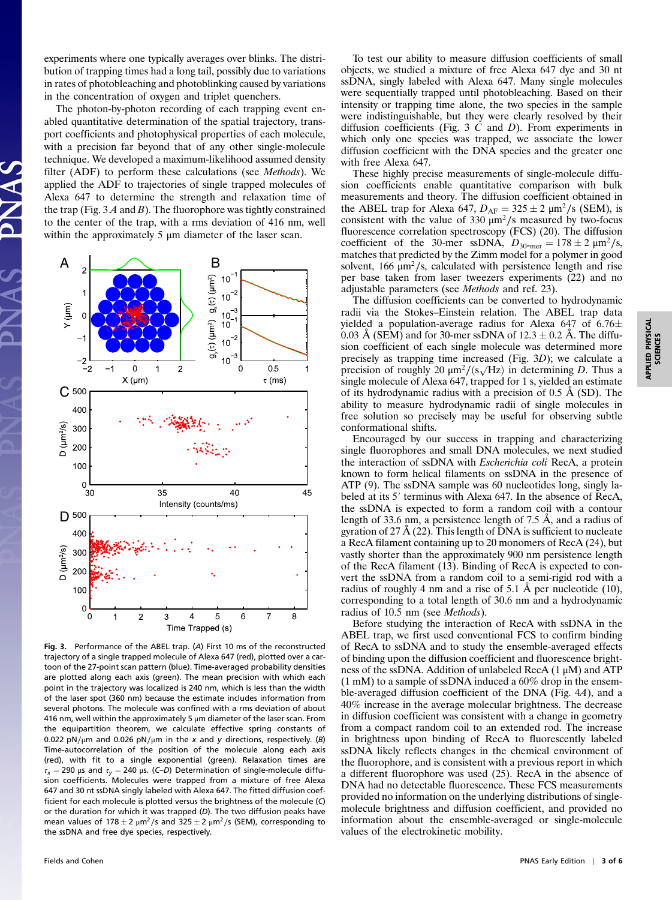experiments where one typically averages over blinks. The distribution of trapping times had a long tail, possibly due to variations in rates of photobleaching and photoblinking caused by variations in the concentration of oxygen and triplet quenchers.

The photon-by-photon recording of each trapping event enabled quantitative determination of the spatial trajectory, transport coefficients and photophysical properties of each molecule, with a precision far beyond that of any other single-molecule technique. We developed a maximum-likelihood assumed density filter (ADF) to perform these calculations (see *Methods*). We applied the ADF to trajectories of single trapped molecules of Alexa 647 to determine the strength and relaxation time of the trap (Fig. 3 *A* and *B*). The fluorophore was tightly constrained to the center of the trap, with a rms deviation of 416 nm, well within the approximately 5 μm diameter of the laser scan.

**Fig. 3.** Performance of the ABEL trap. (*A*) First 10 ms of the reconstructed trajectory of a single trapped molecule of Alexa 647 (red), plotted over a cartoon of the 27-point scan pattern (blue). Time-averaged probability densities are plotted along each axis (green). The mean precision with which each point in the trajectory was localized is 240 nm, which is less than the width of the laser spot (360 nm) because the estimate includes information from several photons. The molecule was confined with a rms deviation of 416 nm, well within the approximately 5 μm diameter of the laser scan. From the equipartition theorem, we calculate effective spring constants of 0.022 pN/μm and 0.026 pN/μm in the *x* and *y* directions, respectively. (*B*) Time-autocorrelation of the position of the molecule along each axis (red), with fit to a single exponential (green). Relaxation times are $\tau_x = 290$ μs and $\tau_y = 240$ μs. (*C*–*D*) Determination of single-molecule diffusion coefficients. Molecules were trapped from a mixture of free Alexa 647 and 30 nt ssDNA singly labeled with Alexa 647. The fitted diffusion coefficient for each molecule is plotted versus the brightness of the molecule (*C*) or the duration for which it was trapped (*D*). The two diffusion peaks have mean values of $178 \pm 2$ μm²/s and $325 \pm 2$ μm²/s (SEM), corresponding to the ssDNA and free dye species, respectively.

To test our ability to measure diffusion coefficients of small objects, we studied a mixture of free Alexa 647 dye and 30 nt ssDNA, singly labeled with Alexa 647. Many single molecules were sequentially trapped until photobleaching. Based on their intensity or trapping time alone, the two species in the sample were indistinguishable, but they were clearly resolved by their diffusion coefficients (Fig. 3 *C* and *D*). From experiments in which only one species was trapped, we associate the lower diffusion coefficient with the DNA species and the greater one with free Alexa 647.

These highly precise measurements of single-molecule diffusion coefficients enable quantitative comparison with bulk measurements and theory. The diffusion coefficient obtained in the ABEL trap for Alexa 647, $D_{\mathrm{AF}} = 325 \pm 2$ μm²/s (SEM), is consistent with the value of 330 μm²/s measured by two-focus fluorescence correlation spectroscopy (FCS) (20). The diffusion coefficient of the 30-mer ssDNA, $D_{30\text{-mer}} = 178 \pm 2$ μm²/s, matches that predicted by the Zimm model for a polymer in good solvent, 166 μm²/s, calculated with persistence length and rise per base taken from laser tweezers experiments (22) and no adjustable parameters (see *Methods* and ref. 23).

The diffusion coefficients can be converted to hydrodynamic radii via the Stokes–Einstein relation. The ABEL trap data yielded a population-average radius for Alexa 647 of $6.76 \pm 0.03$ Å (SEM) and for 30-mer ssDNA of $12.3 \pm 0.2$ Å. The diffusion coefficient of each single molecule was determined more precisely as trapping time increased (Fig. 3*D*); we calculate a precision of roughly 20 μm²/(s$\sqrt{\text{Hz}}$) in determining *D*. Thus a single molecule of Alexa 647, trapped for 1 s, yielded an estimate of its hydrodynamic radius with a precision of 0.5 Å (SD). The ability to measure hydrodynamic radii of single molecules in free solution so precisely may be useful for observing subtle conformational shifts.

Encouraged by our success in trapping and characterizing single fluorophores and small DNA molecules, we next studied the interaction of ssDNA with *Escherichia coli* RecA, a protein known to form helical filaments on ssDNA in the presence of ATP (9). The ssDNA sample was 60 nucleotides long, singly labeled at its 5′ terminus with Alexa 647. In the absence of RecA, the ssDNA is expected to form a random coil with a contour length of 33.6 nm, a persistence length of 7.5 Å, and a radius of gyration of 27 Å (22). This length of DNA is sufficient to nucleate a RecA filament containing up to 20 monomers of RecA (24), but vastly shorter than the approximately 900 nm persistence length of the RecA filament (13). Binding of RecA is expected to convert the ssDNA from a random coil to a semi-rigid rod with a radius of roughly 4 nm and a rise of 5.1 Å per nucleotide (10), corresponding to a total length of 30.6 nm and a hydrodynamic radius of 10.5 nm (see *Methods*).

Before studying the interaction of RecA with ssDNA in the ABEL trap, we first used conventional FCS to confirm binding of RecA to ssDNA and to study the ensemble-averaged effects of binding upon the diffusion coefficient and fluorescence brightness of the ssDNA. Addition of unlabeled RecA (1 μM) and ATP (1 mM) to a sample of ssDNA induced a 60% drop in the ensemble-averaged diffusion coefficient of the DNA (Fig. 4*A*), and a 40% increase in the average molecular brightness. The decrease in diffusion coefficient was consistent with a change in geometry from a compact random coil to an extended rod. The increase in brightness upon binding of RecA to fluorescently labeled ssDNA likely reflects changes in the chemical environment of the fluorophore, and is consistent with a previous report in which a different fluorophore was used (25). RecA in the absence of DNA had no detectable fluorescence. These FCS measurements provided no information on the underlying distributions of single-molecule brightness and diffusion coefficient, and provided no information about the ensemble-averaged or single-molecule values of the electrokinetic mobility.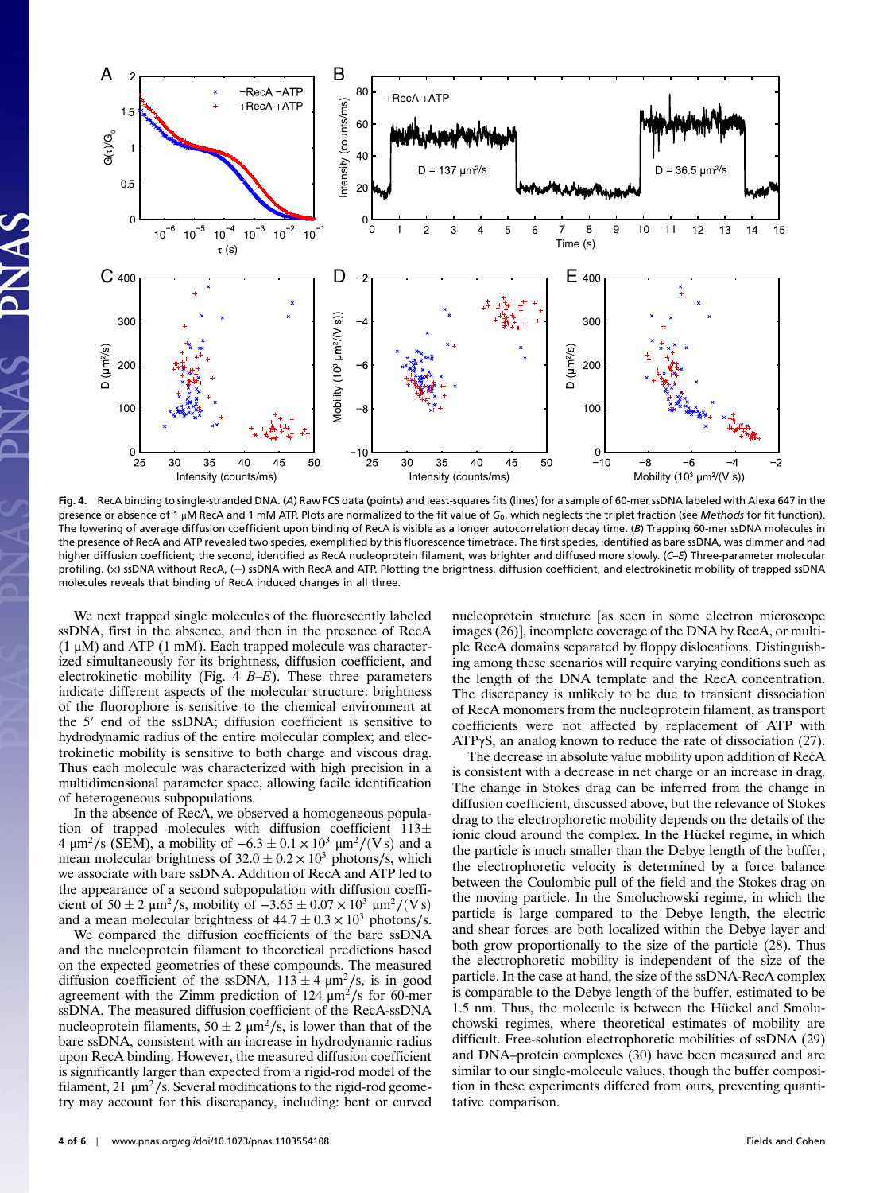**Fig. 4.** RecA binding to single-stranded DNA. (*A*) Raw FCS data (points) and least-squares fits (lines) for a sample of 60-mer ssDNA labeled with Alexa 647 in the presence or absence of 1 μM RecA and 1 mM ATP. Plots are normalized to the fit value of $G_0$, which neglects the triplet fraction (see *Methods* for fit function). The lowering of average diffusion coefficient upon binding of RecA is visible as a longer autocorrelation decay time. (*B*) Trapping 60-mer ssDNA molecules in the presence of RecA and ATP revealed two species, exemplified by this fluorescence timetrace. The first species, identified as bare ssDNA, was dimmer and had higher diffusion coefficient; the second, identified as RecA nucleoprotein filament, was brighter and diffused more slowly. (*C*–*E*) Three-parameter molecular profiling. (×) ssDNA without RecA, (+) ssDNA with RecA and ATP. Plotting the brightness, diffusion coefficient, and electrokinetic mobility of trapped ssDNA molecules reveals that binding of RecA induced changes in all three.

We next trapped single molecules of the fluorescently labeled ssDNA, first in the absence, and then in the presence of RecA (1 μM) and ATP (1 mM). Each trapped molecule was characterized simultaneously for its brightness, diffusion coefficient, and electrokinetic mobility (Fig. 4 *B*–*E*). These three parameters indicate different aspects of the molecular structure: brightness of the fluorophore is sensitive to the chemical environment at the 5′ end of the ssDNA; diffusion coefficient is sensitive to hydrodynamic radius of the entire molecular complex; and electrokinetic mobility is sensitive to both charge and viscous drag. Thus each molecule was characterized with high precision in a multidimensional parameter space, allowing facile identification of heterogeneous subpopulations.

In the absence of RecA, we observed a homogeneous population of trapped molecules with diffusion coefficient $113 \pm 4\ \mu\text{m}^2/\text{s}$ (SEM), a mobility of $-6.3 \pm 0.1 \times 10^3\ \mu\text{m}^2/(\text{V s})$ and a mean molecular brightness of $32.0 \pm 0.2 \times 10^3$ photons/s, which we associate with bare ssDNA. Addition of RecA and ATP led to the appearance of a second subpopulation with diffusion coefficient of $50 \pm 2\ \mu\text{m}^2/\text{s}$, mobility of $-3.65 \pm 0.07 \times 10^3\ \mu\text{m}^2/(\text{V s})$ and a mean molecular brightness of $44.7 \pm 0.3 \times 10^3$ photons/s.

We compared the diffusion coefficients of the bare ssDNA and the nucleoprotein filament to theoretical predictions based on the expected geometries of these compounds. The measured diffusion coefficient of the ssDNA, $113 \pm 4\ \mu\text{m}^2/\text{s}$, is in good agreement with the Zimm prediction of $124\ \mu\text{m}^2/\text{s}$ for 60-mer ssDNA. The measured diffusion coefficient of the RecA-ssDNA nucleoprotein filaments, $50 \pm 2\ \mu\text{m}^2/\text{s}$, is lower than that of the bare ssDNA, consistent with an increase in hydrodynamic radius upon RecA binding. However, the measured diffusion coefficient is significantly larger than expected from a rigid-rod model of the filament, $21\ \mu\text{m}^2/\text{s}$. Several modifications to the rigid-rod geometry may account for this discrepancy, including: bent or curved nucleoprotein structure [as seen in some electron microscope images (26)], incomplete coverage of the DNA by RecA, or multiple RecA domains separated by floppy dislocations. Distinguishing among these scenarios will require varying conditions such as the length of the DNA template and the RecA concentration. The discrepancy is unlikely to be due to transient dissociation of RecA monomers from the nucleoprotein filament, as transport coefficients were not affected by replacement of ATP with ATPγS, an analog known to reduce the rate of dissociation (27).

The decrease in absolute value mobility upon addition of RecA is consistent with a decrease in net charge or an increase in drag. The change in Stokes drag can be inferred from the change in diffusion coefficient, discussed above, but the relevance of Stokes drag to the electrophoretic mobility depends on the details of the ionic cloud around the complex. In the Hückel regime, in which the particle is much smaller than the Debye length of the buffer, the electrophoretic velocity is determined by a force balance between the Coulombic pull of the field and the Stokes drag on the moving particle. In the Smoluchowski regime, in which the particle is large compared to the Debye length, the electric and shear forces are both localized within the Debye layer and both grow proportionally to the size of the particle (28). Thus the electrophoretic mobility is independent of the size of the particle. In the case at hand, the size of the ssDNA-RecA complex is comparable to the Debye length of the buffer, estimated to be 1.5 nm. Thus, the molecule is between the Hückel and Smoluchowski regimes, where theoretical estimates of mobility are difficult. Free-solution electrophoretic mobilities of ssDNA (29) and DNA–protein complexes (30) have been measured and are similar to our single-molecule values, though the buffer composition in these experiments differed from ours, preventing quantitative comparison.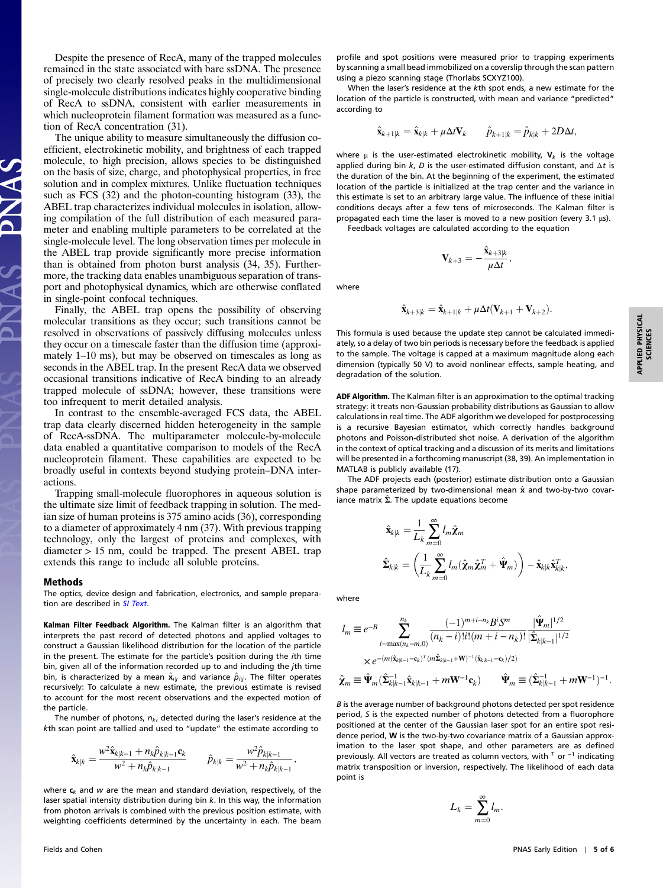Despite the presence of RecA, many of the trapped molecules remained in the state associated with bare ssDNA. The presence of precisely two clearly resolved peaks in the multidimensional single-molecule distributions indicates highly cooperative binding of RecA to ssDNA, consistent with earlier measurements in which nucleoprotein filament formation was measured as a function of RecA concentration (31).

The unique ability to measure simultaneously the diffusion coefficient, electrokinetic mobility, and brightness of each trapped molecule, to high precision, allows species to be distinguished on the basis of size, charge, and photophysical properties, in free solution and in complex mixtures. Unlike fluctuation techniques such as FCS (32) and the photon-counting histogram (33), the ABEL trap characterizes individual molecules in isolation, allowing compilation of the full distribution of each measured parameter and enabling multiple parameters to be correlated at the single-molecule level. The long observation times per molecule in the ABEL trap provide significantly more precise information than is obtained from photon burst analysis (34, 35). Furthermore, the tracking data enables unambiguous separation of transport and photophysical dynamics, which are otherwise conflated in single-point confocal techniques.

Finally, the ABEL trap opens the possibility of observing molecular transitions as they occur; such transitions cannot be resolved in observations of passively diffusing molecules unless they occur on a timescale faster than the diffusion time (approximately 1–10 ms), but may be observed on timescales as long as seconds in the ABEL trap. In the present RecA data we observed occasional transitions indicative of RecA binding to an already trapped molecule of ssDNA; however, these transitions were too infrequent to merit detailed analysis.

In contrast to the ensemble-averaged FCS data, the ABEL trap data clearly discerned hidden heterogeneity in the sample of RecA-ssDNA. The multiparameter molecule-by-molecule data enabled a quantitative comparison to models of the RecA nucleoprotein filament. These capabilities are expected to be broadly useful in contexts beyond studying protein–DNA interactions.

Trapping small-molecule fluorophores in aqueous solution is the ultimate size limit of feedback trapping in solution. The median size of human proteins is 375 amino acids (36), corresponding to a diameter of approximately 4 nm (37). With previous trapping technology, only the largest of proteins and complexes, with diameter > 15 nm, could be trapped. The present ABEL trap extends this range to include all soluble proteins.

## Methods

The optics, device design and fabrication, electronics, and sample preparation are described in *SI Text*.

**Kalman Filter Feedback Algorithm.** The Kalman filter is an algorithm that interprets the past record of detected photons and applied voltages to construct a Gaussian likelihood distribution for the location of the particle in the present. The estimate for the particle's position during the $i$th time bin, given all of the information recorded up to and including the $j$th time bin, is characterized by a mean $\hat{\mathbf{x}}_{i|j}$ and variance $\hat{p}_{i|j}$. The filter operates recursively: To calculate a new estimate, the previous estimate is revised to account for the most recent observations and the expected motion of the particle.

The number of photons, $n_k$, detected during the laser's residence at the $k$th scan point are tallied and used to "update" the estimate according to

$$\hat{\mathbf{x}}_{k|k} = \frac{w^2\hat{\mathbf{x}}_{k|k-1} + n_k\hat{p}_{k|k-1}\mathbf{c}_k}{w^2 + n_k\hat{p}_{k|k-1}} \qquad \hat{p}_{k|k} = \frac{w^2\hat{p}_{k|k-1}}{w^2 + n_k\hat{p}_{k|k-1}},$$

where $\mathbf{c}_k$ and $w$ are the mean and standard deviation, respectively, of the laser spatial intensity distribution during bin $k$. In this way, the information from photon arrivals is combined with the previous position estimate, with weighting coefficients determined by the uncertainty in each. The beam profile and spot positions were measured prior to trapping experiments by scanning a small bead immobilized on a coverslip through the scan pattern using a piezo scanning stage (Thorlabs SCXYZ100).

When the laser's residence at the $k$th spot ends, a new estimate for the location of the particle is constructed, with mean and variance "predicted" according to

$$\hat{\mathbf{x}}_{k+1|k} = \hat{\mathbf{x}}_{k|k} + \mu\Delta t\mathbf{V}_k \qquad \hat{p}_{k+1|k} = \hat{p}_{k|k} + 2D\Delta t,$$

where $\mu$ is the user-estimated electrokinetic mobility, $\mathbf{V}_k$ is the voltage applied during bin $k$, $D$ is the user-estimated diffusion constant, and $\Delta t$ is the duration of the bin. At the beginning of the experiment, the estimated location of the particle is initialized at the trap center and the variance in this estimate is set to an arbitrary large value. The influence of these initial conditions decays after a few tens of microseconds. The Kalman filter is propagated each time the laser is moved to a new position (every 3.1 μs).

Feedback voltages are calculated according to the equation

$$\mathbf{V}_{k+3} = -\frac{\hat{\mathbf{x}}_{k+3|k}}{\mu\Delta t},$$

where

$$\hat{\mathbf{x}}_{k+3|k} = \hat{\mathbf{x}}_{k+1|k} + \mu\Delta t(\mathbf{V}_{k+1} + \mathbf{V}_{k+2}).$$

This formula is used because the update step cannot be calculated immediately, so a delay of two bin periods is necessary before the feedback is applied to the sample. The voltage is capped at a maximum magnitude along each dimension (typically 50 V) to avoid nonlinear effects, sample heating, and degradation of the solution.

**ADF Algorithm.** The Kalman filter is an approximation to the optimal tracking strategy: it treats non-Gaussian probability distributions as Gaussian to allow calculations in real time. The ADF algorithm we developed for postprocessing is a recursive Bayesian estimator, which correctly handles background photons and Poisson-distributed shot noise. A derivation of the algorithm in the context of optical tracking and a discussion of its merits and limitations will be presented in a forthcoming manuscript (38, 39). An implementation in MATLAB is publicly available (17).

The ADF projects each (posterior) estimate distribution onto a Gaussian shape parameterized by two-dimensional mean $\hat{\mathbf{x}}$ and two-by-two covariance matrix $\hat{\mathbf{\Sigma}}$. The update equations become

$$\hat{\mathbf{x}}_{k|k} = \frac{1}{L_k}\sum_{m=0}^{\infty} l_m\hat{\boldsymbol{\chi}}_m$$

$$\hat{\mathbf{\Sigma}}_{k|k} = \left(\frac{1}{L_k}\sum_{m=0}^{\infty} l_m(\hat{\boldsymbol{\chi}}_m\hat{\boldsymbol{\chi}}_m^T + \hat{\mathbf{\Psi}}_m)\right) - \hat{\mathbf{x}}_{k|k}\hat{\mathbf{x}}_{k|k}^T,$$

where

$$l_m \equiv e^{-B}\sum_{i=\max(n_k-m,0)}^{n_k} \frac{(-1)^{m+i-n_k}B^iS^m}{(n_k-i)!i!(m+i-n_k)!}\frac{|\hat{\mathbf{\Psi}}_m|^{1/2}}{|\hat{\mathbf{\Sigma}}_{k|k-1}|^{1/2}}$$
$$\times e^{-(m(\hat{\mathbf{x}}_{k|k-1}-\mathbf{c}_k)^T(m\hat{\mathbf{\Sigma}}_{k|k-1}+\mathbf{W})^{-1}(\hat{\mathbf{x}}_{k|k-1}-\mathbf{c}_k)/2)}$$

$$\hat{\boldsymbol{\chi}}_m \equiv \hat{\mathbf{\Psi}}_m(\hat{\mathbf{\Sigma}}_{k|k-1}^{-1}\hat{\mathbf{x}}_{k|k-1} + m\mathbf{W}^{-1}\mathbf{c}_k) \qquad \hat{\mathbf{\Psi}}_m \equiv (\hat{\mathbf{\Sigma}}_{k|k-1}^{-1} + m\mathbf{W}^{-1})^{-1}.$$

$B$ is the average number of background photons detected per spot residence period, $S$ is the expected number of photons detected from a fluorophore positioned at the center of the Gaussian laser spot for an entire spot residence period, $\mathbf{W}$ is the two-by-two covariance matrix of a Gaussian approximation to the laser spot shape, and other parameters are as defined previously. All vectors are treated as column vectors, with $^T$ or $^{-1}$ indicating matrix transposition or inversion, respectively. The likelihood of each data point is

$$L_k = \sum_{m=0}^{\infty} l_m.$$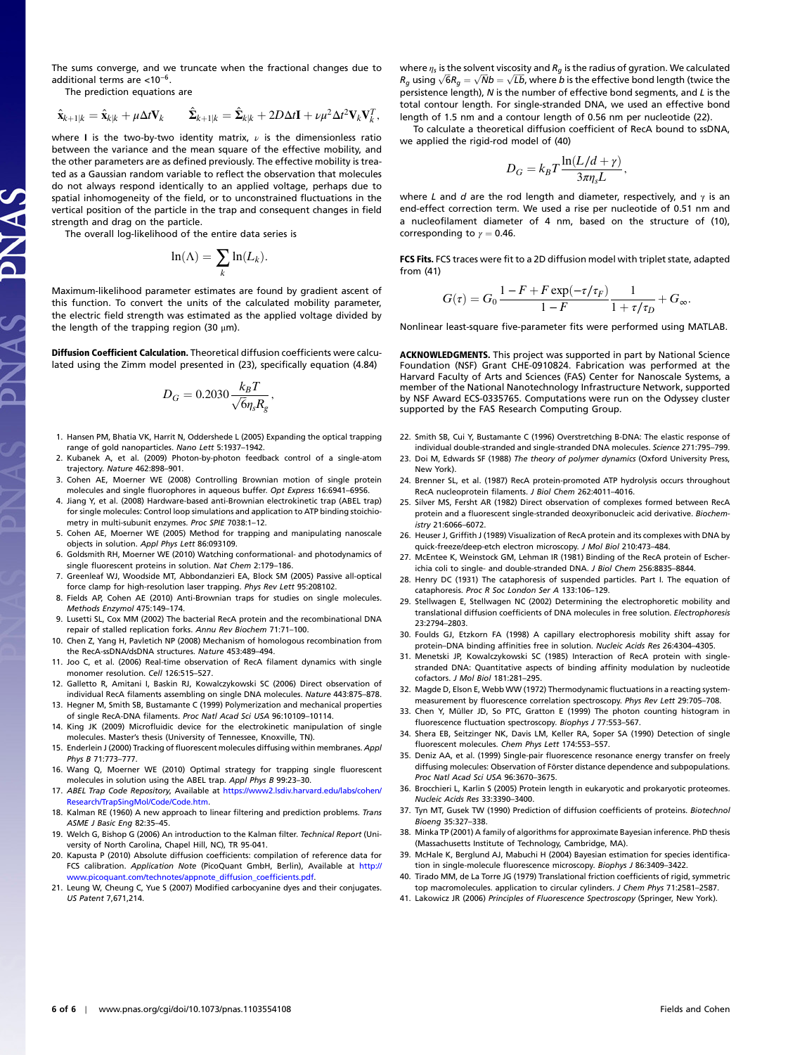The sums converge, and we truncate when the fractional changes due to additional terms are $<10^{-6}$.

The prediction equations are

$$\hat{\mathbf{x}}_{k+1|k} = \hat{\mathbf{x}}_{k|k} + \mu \Delta t \mathbf{V}_k \qquad \hat{\mathbf{\Sigma}}_{k+1|k} = \hat{\mathbf{\Sigma}}_{k|k} + 2D\Delta t \mathbf{I} + \nu \mu^2 \Delta t^2 \mathbf{V}_k \mathbf{V}_k^T,$$

where $\mathbf{I}$ is the two-by-two identity matrix, $\nu$ is the dimensionless ratio between the variance and the mean square of the effective mobility, and the other parameters are as defined previously. The effective mobility is treated as a Gaussian random variable to reflect the observation that molecules do not always respond identically to an applied voltage, perhaps due to spatial inhomogeneity of the field, or to unconstrained fluctuations in the vertical position of the particle in the trap and consequent changes in field strength and drag on the particle.

The overall log-likelihood of the entire data series is

$$\ln(\Lambda) = \sum_k \ln(L_k).$$

Maximum-likelihood parameter estimates are found by gradient ascent of this function. To convert the units of the calculated mobility parameter, the electric field strength was estimated as the applied voltage divided by the length of the trapping region (30 μm).

**Diffusion Coefficient Calculation.** Theoretical diffusion coefficients were calculated using the Zimm model presented in (23), specifically equation (4.84)

$$D_G = 0.2030 \frac{k_B T}{\sqrt{6} \eta_s R_g},$$

where $\eta_s$ is the solvent viscosity and $R_g$ is the radius of gyration. We calculated $R_g$ using $\sqrt{6}R_g = \sqrt{N}b = \sqrt{Lb}$, where $b$ is the effective bond length (twice the persistence length), $N$ is the number of effective bond segments, and $L$ is the total contour length. For single-stranded DNA, we used an effective bond length of 1.5 nm and a contour length of 0.56 nm per nucleotide (22).

To calculate a theoretical diffusion coefficient of RecA bound to ssDNA, we applied the rigid-rod model of (40)

$$D_G = k_B T \frac{\ln(L/d + \gamma)}{3\pi \eta_s L},$$

where $L$ and $d$ are the rod length and diameter, respectively, and $\gamma$ is an end-effect correction term. We used a rise per nucleotide of 0.51 nm and a nucleofilament diameter of 4 nm, based on the structure of (10), corresponding to $\gamma = 0.46$.

**FCS Fits.** FCS traces were fit to a 2D diffusion model with triplet state, adapted from (41)

$$G(\tau) = G_0 \frac{1 - F + F\exp(-\tau/\tau_F)}{1 - F} \frac{1}{1 + \tau/\tau_D} + G_\infty.$$

Nonlinear least-square five-parameter fits were performed using MATLAB.

**ACKNOWLEDGMENTS.** This project was supported in part by National Science Foundation (NSF) Grant CHE-0910824. Fabrication was performed at the Harvard Faculty of Arts and Sciences (FAS) Center for Nanoscale Systems, a member of the National Nanotechnology Infrastructure Network, supported by NSF Award ECS-0335765. Computations were run on the Odyssey cluster supported by the FAS Research Computing Group.

1. Hansen PM, Bhatia VK, Harrit N, Oddershede L (2005) Expanding the optical trapping range of gold nanoparticles. *Nano Lett* 5:1937–1942.
2. Kubanek A, et al. (2009) Photon-by-photon feedback control of a single-atom trajectory. *Nature* 462:898–901.
3. Cohen AE, Moerner WE (2008) Controlling Brownian motion of single protein molecules and single fluorophores in aqueous buffer. *Opt Express* 16:6941–6956.
4. Jiang Y, et al. (2008) Hardware-based anti-Brownian electrokinetic trap (ABEL trap) for single molecules: Control loop simulations and application to ATP binding stoichiometry in multi-subunit enzymes. *Proc SPIE* 7038:1–12.
5. Cohen AE, Moerner WE (2005) Method for trapping and manipulating nanoscale objects in solution. *Appl Phys Lett* 86:093109.
6. Goldsmith RH, Moerner WE (2010) Watching conformational- and photodynamics of single fluorescent proteins in solution. *Nat Chem* 2:179–186.
7. Greenleaf WJ, Woodside MT, Abbondanzieri EA, Block SM (2005) Passive all-optical force clamp for high-resolution laser trapping. *Phys Rev Lett* 95:208102.
8. Fields AP, Cohen AE (2010) Anti-Brownian traps for studies on single molecules. *Methods Enzymol* 475:149–174.
9. Lusetti SL, Cox MM (2002) The bacterial RecA protein and the recombinational DNA repair of stalled replication forks. *Annu Rev Biochem* 71:71–100.
10. Chen Z, Yang H, Pavletich NP (2008) Mechanism of homologous recombination from the RecA-ssDNA/dsDNA structures. *Nature* 453:489–494.
11. Joo C, et al. (2006) Real-time observation of RecA filament dynamics with single monomer resolution. *Cell* 126:515–527.
12. Galletto R, Amitani I, Baskin RJ, Kowalczykowski SC (2006) Direct observation of individual RecA filaments assembling on single DNA molecules. *Nature* 443:875–878.
13. Hegner M, Smith SB, Bustamante C (1999) Polymerization and mechanical properties of single RecA-DNA filaments. *Proc Natl Acad Sci USA* 96:10109–10114.
14. King JK (2009) Microfluidic device for the electrokinetic manipulation of single molecules. Master's thesis (University of Tennessee, Knoxville, TN).
15. Enderlein J (2000) Tracking of fluorescent molecules diffusing within membranes. *Appl Phys B* 71:773–777.
16. Wang Q, Moerner WE (2010) Optimal strategy for trapping single fluorescent molecules in solution using the ABEL trap. *Appl Phys B* 99:23–30.
17. *ABEL Trap Code Repository*, Available at https://www2.lsdiv.harvard.edu/labs/cohen/Research/TrapSingMol/Code/Code.htm.
18. Kalman RE (1960) A new approach to linear filtering and prediction problems. *Trans ASME J Basic Eng* 82:35–45.
19. Welch G, Bishop G (2006) An introduction to the Kalman filter. *Technical Report* (University of North Carolina, Chapel Hill, NC), TR 95-041.
20. Kapusta P (2010) Absolute diffusion coefficients: compilation of reference data for FCS calibration. *Application Note* (PicoQuant GmbH, Berlin), Available at http://www.picoquant.com/technotes/appnote_diffusion_coefficients.pdf.
21. Leung W, Cheung C, Yue S (2007) Modified carbocyanine dyes and their conjugates. *US Patent* 7,671,214.
22. Smith SB, Cui Y, Bustamante C (1996) Overstretching B-DNA: The elastic response of individual double-stranded and single-stranded DNA molecules. *Science* 271:795–799.
23. Doi M, Edwards SF (1988) *The theory of polymer dynamics* (Oxford University Press, New York).
24. Brenner SL, et al. (1987) RecA protein-promoted ATP hydrolysis occurs throughout RecA nucleoprotein filaments. *J Biol Chem* 262:4011–4016.
25. Silver MS, Fersht AR (1982) Direct observation of complexes formed between RecA protein and a fluorescent single-stranded deoxyribonucleic acid derivative. *Biochemistry* 21:6066–6072.
26. Heuser J, Griffith J (1989) Visualization of RecA protein and its complexes with DNA by quick-freeze/deep-etch electron microscopy. *J Mol Biol* 210:473–484.
27. McEntee K, Weinstock GM, Lehman IR (1981) Binding of the RecA protein of Escherichia coli to single- and double-stranded DNA. *J Biol Chem* 256:8835–8844.
28. Henry DC (1931) The cataphoresis of suspended particles. Part I. The equation of cataphoresis. *Proc R Soc London Ser A* 133:106–129.
29. Stellwagen E, Stellwagen NC (2002) Determining the electrophoretic mobility and translational diffusion coefficients of DNA molecules in free solution. *Electrophoresis* 23:2794–2803.
30. Foulds GJ, Etzkorn FA (1998) A capillary electrophoresis mobility shift assay for protein–DNA binding affinities free in solution. *Nucleic Acids Res* 26:4304–4305.
31. Menetski JP, Kowalczykowski SC (1985) Interaction of RecA protein with single-stranded DNA: Quantitative aspects of binding affinity modulation by nucleotide cofactors. *J Mol Biol* 181:281–295.
32. Magde D, Elson E, Webb WW (1972) Thermodynamic fluctuations in a reacting system-measurement by fluorescence correlation spectroscopy. *Phys Rev Lett* 29:705–708.
33. Chen Y, Müller JD, So PTC, Gratton E (1999) The photon counting histogram in fluorescence fluctuation spectroscopy. *Biophys J* 77:553–567.
34. Shera EB, Seitzinger NK, Davis LM, Keller RA, Soper SA (1990) Detection of single fluorescent molecules. *Chem Phys Lett* 174:553–557.
35. Deniz AA, et al. (1999) Single-pair fluorescence resonance energy transfer on freely diffusing molecules: Observation of Förster distance dependence and subpopulations. *Proc Natl Acad Sci USA* 96:3670–3675.
36. Brocchieri L, Karlin S (2005) Protein length in eukaryotic and prokaryotic proteomes. *Nucleic Acids Res* 33:3390–3400.
37. Tyn MT, Gusek TW (1990) Prediction of diffusion coefficients of proteins. *Biotechnol Bioeng* 35:327–338.
38. Minka TP (2001) A family of algorithms for approximate Bayesian inference. PhD thesis (Massachusetts Institute of Technology, Cambridge, MA).
39. McHale K, Berglund AJ, Mabuchi H (2004) Bayesian estimation for species identification in single-molecule fluorescence microscopy. *Biophys J* 86:3409–3422.
40. Tirado MM, de La Torre JG (1979) Translational friction coefficients of rigid, symmetric top macromolecules. application to circular cylinders. *J Chem Phys* 71:2581–2587.
41. Lakowicz JR (2006) *Principles of Fluorescence Spectroscopy* (Springer, New York).